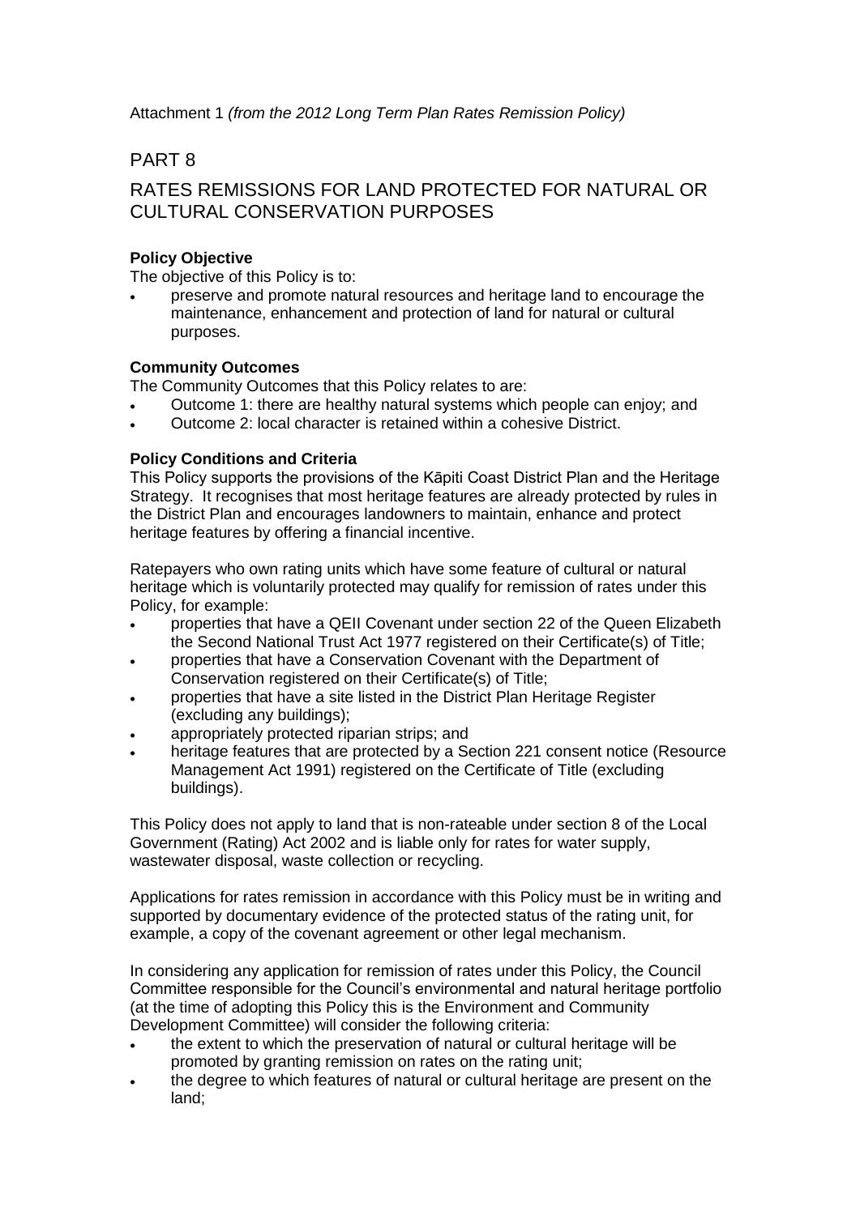Attachment 1 *(from the 2012 Long Term Plan Rates Remission Policy)*

# PART 8

# RATES REMISSIONS FOR LAND PROTECTED FOR NATURAL OR CULTURAL CONSERVATION PURPOSES

**Policy Objective**

The objective of this Policy is to:

- preserve and promote natural resources and heritage land to encourage the maintenance, enhancement and protection of land for natural or cultural purposes.

**Community Outcomes**

The Community Outcomes that this Policy relates to are:

- Outcome 1: there are healthy natural systems which people can enjoy; and
- Outcome 2: local character is retained within a cohesive District.

**Policy Conditions and Criteria**

This Policy supports the provisions of the Kāpiti Coast District Plan and the Heritage Strategy. It recognises that most heritage features are already protected by rules in the District Plan and encourages landowners to maintain, enhance and protect heritage features by offering a financial incentive.

Ratepayers who own rating units which have some feature of cultural or natural heritage which is voluntarily protected may qualify for remission of rates under this Policy, for example:

- properties that have a QEII Covenant under section 22 of the Queen Elizabeth the Second National Trust Act 1977 registered on their Certificate(s) of Title;
- properties that have a Conservation Covenant with the Department of Conservation registered on their Certificate(s) of Title;
- properties that have a site listed in the District Plan Heritage Register (excluding any buildings);
- appropriately protected riparian strips; and
- heritage features that are protected by a Section 221 consent notice (Resource Management Act 1991) registered on the Certificate of Title (excluding buildings).

This Policy does not apply to land that is non-rateable under section 8 of the Local Government (Rating) Act 2002 and is liable only for rates for water supply, wastewater disposal, waste collection or recycling.

Applications for rates remission in accordance with this Policy must be in writing and supported by documentary evidence of the protected status of the rating unit, for example, a copy of the covenant agreement or other legal mechanism.

In considering any application for remission of rates under this Policy, the Council Committee responsible for the Council's environmental and natural heritage portfolio (at the time of adopting this Policy this is the Environment and Community Development Committee) will consider the following criteria:

- the extent to which the preservation of natural or cultural heritage will be promoted by granting remission on rates on the rating unit;
- the degree to which features of natural or cultural heritage are present on the land;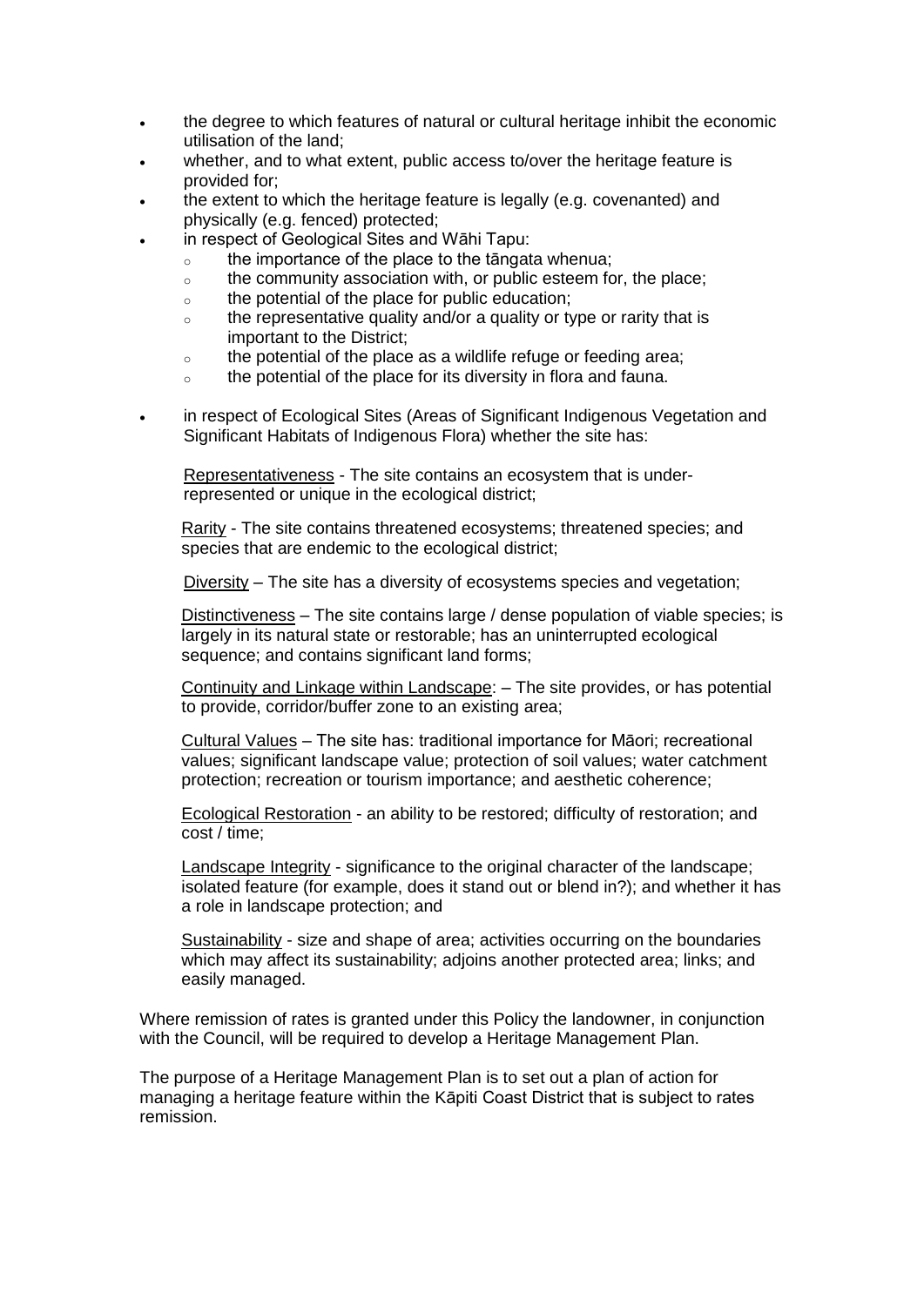- the degree to which features of natural or cultural heritage inhibit the economic utilisation of the land;
- whether, and to what extent, public access to/over the heritage feature is provided for;
- the extent to which the heritage feature is legally (e.g. covenanted) and physically (e.g. fenced) protected;
- in respect of Geological Sites and Wāhi Tapu:
  - the importance of the place to the tāngata whenua;
  - the community association with, or public esteem for, the place;
  - the potential of the place for public education;
  - the representative quality and/or a quality or type or rarity that is important to the District;
  - the potential of the place as a wildlife refuge or feeding area;
  - the potential of the place for its diversity in flora and fauna.
- in respect of Ecological Sites (Areas of Significant Indigenous Vegetation and Significant Habitats of Indigenous Flora) whether the site has:

  Representativeness - The site contains an ecosystem that is under-represented or unique in the ecological district;

  Rarity - The site contains threatened ecosystems; threatened species; and species that are endemic to the ecological district;

  Diversity – The site has a diversity of ecosystems species and vegetation;

  Distinctiveness – The site contains large / dense population of viable species; is largely in its natural state or restorable; has an uninterrupted ecological sequence; and contains significant land forms;

  Continuity and Linkage within Landscape: – The site provides, or has potential to provide, corridor/buffer zone to an existing area;

  Cultural Values – The site has: traditional importance for Māori; recreational values; significant landscape value; protection of soil values; water catchment protection; recreation or tourism importance; and aesthetic coherence;

  Ecological Restoration - an ability to be restored; difficulty of restoration; and cost / time;

  Landscape Integrity - significance to the original character of the landscape; isolated feature (for example, does it stand out or blend in?); and whether it has a role in landscape protection; and

  Sustainability - size and shape of area; activities occurring on the boundaries which may affect its sustainability; adjoins another protected area; links; and easily managed.

Where remission of rates is granted under this Policy the landowner, in conjunction with the Council, will be required to develop a Heritage Management Plan.

The purpose of a Heritage Management Plan is to set out a plan of action for managing a heritage feature within the Kāpiti Coast District that is subject to rates remission.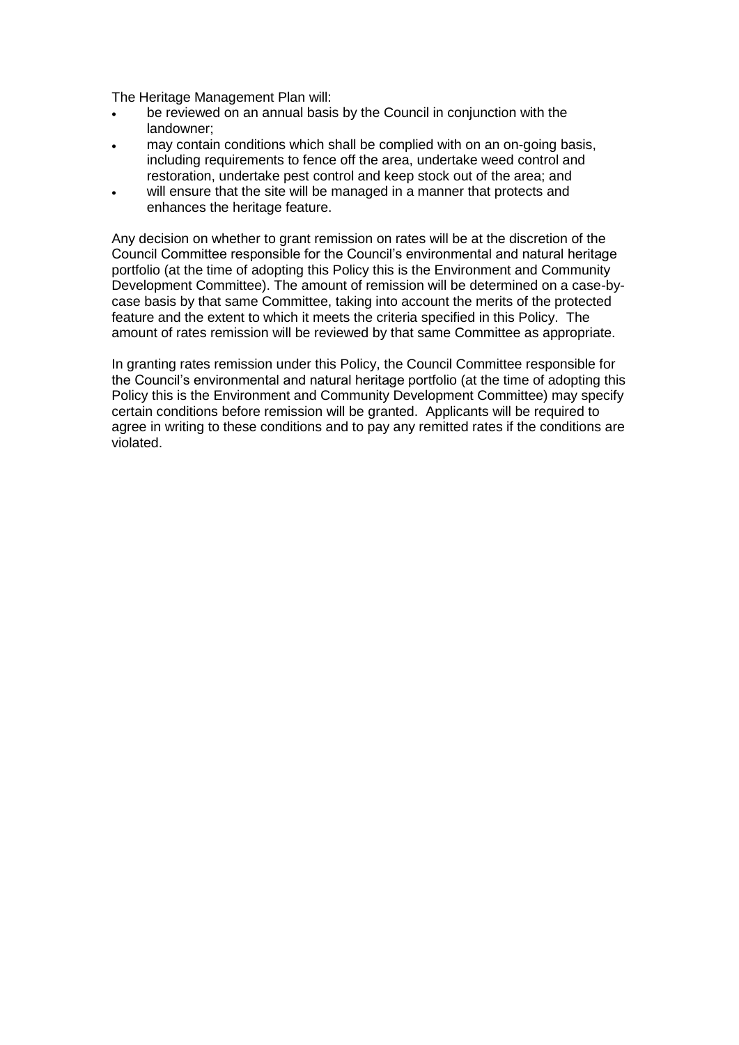The Heritage Management Plan will:

- be reviewed on an annual basis by the Council in conjunction with the landowner;
- may contain conditions which shall be complied with on an on-going basis, including requirements to fence off the area, undertake weed control and restoration, undertake pest control and keep stock out of the area; and
- will ensure that the site will be managed in a manner that protects and enhances the heritage feature.

Any decision on whether to grant remission on rates will be at the discretion of the Council Committee responsible for the Council's environmental and natural heritage portfolio (at the time of adopting this Policy this is the Environment and Community Development Committee). The amount of remission will be determined on a case-by-case basis by that same Committee, taking into account the merits of the protected feature and the extent to which it meets the criteria specified in this Policy. The amount of rates remission will be reviewed by that same Committee as appropriate.

In granting rates remission under this Policy, the Council Committee responsible for the Council's environmental and natural heritage portfolio (at the time of adopting this Policy this is the Environment and Community Development Committee) may specify certain conditions before remission will be granted. Applicants will be required to agree in writing to these conditions and to pay any remitted rates if the conditions are violated.